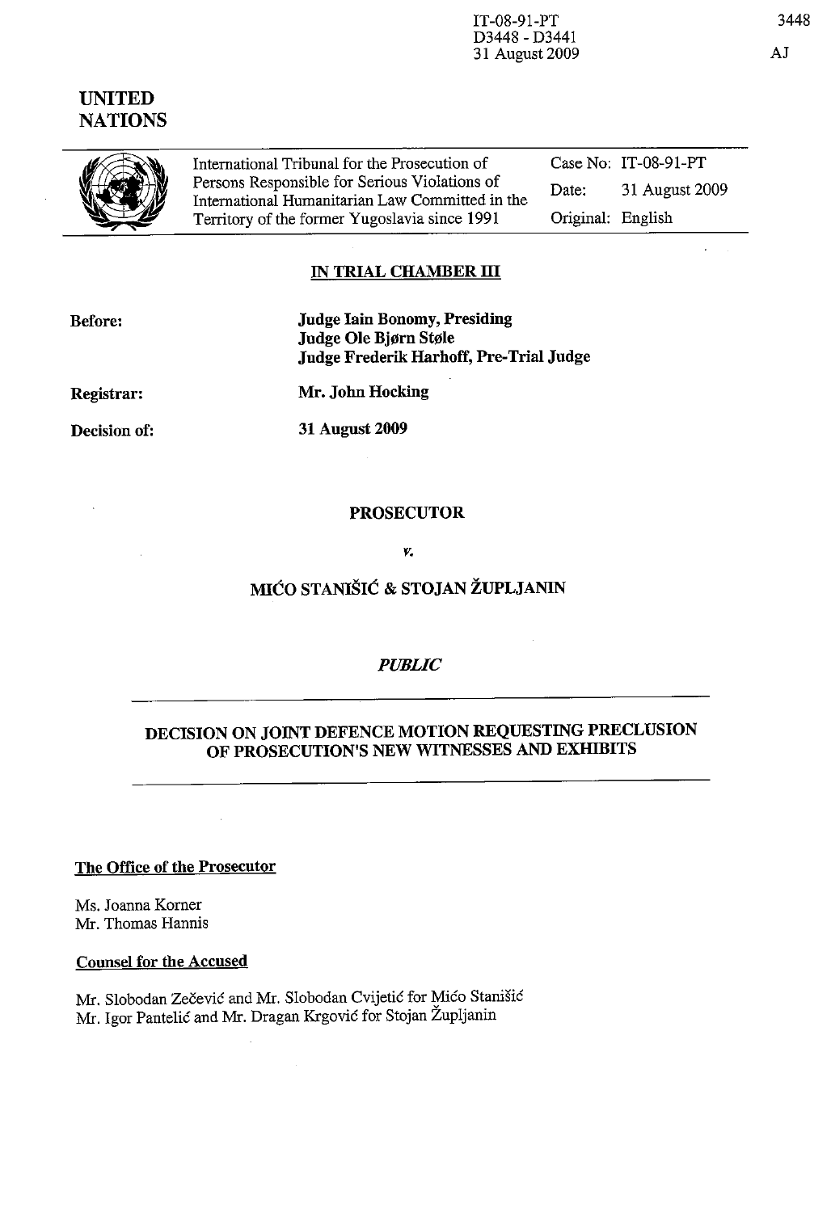IT-08-91-PT
D3448 - D3441
31 August 2009

3448

AJ

UNITED NATIONS

| International Tribunal for the Prosecution of Persons Responsible for Serious Violations of International Humanitarian Law Committed in the Territory of the former Yugoslavia since 1991 | Case No: IT-08-91-PT |
|---|---|
| | Date: 31 August 2009 |
| | Original: English |

**IN TRIAL CHAMBER III**

| | |
|---|---|
| Before: | **Judge Iain Bonomy, Presiding** |
| | **Judge Ole Bjørn Støle** |
| | **Judge Frederik Harhoff, Pre-Trial Judge** |
| Registrar: | **Mr. John Hocking** |
| Decision of: | **31 August 2009** |

**PROSECUTOR**

*v.*

**MIĆO STANIŠIĆ & STOJAN ŽUPLJANIN**

*PUBLIC*

**DECISION ON JOINT DEFENCE MOTION REQUESTING PRECLUSION OF PROSECUTION'S NEW WITNESSES AND EXHIBITS**

**The Office of the Prosecutor**

Ms. Joanna Korner
Mr. Thomas Hannis

**Counsel for the Accused**

Mr. Slobodan Zečević and Mr. Slobodan Cvijetić for Mićo Stanišić
Mr. Igor Pantelić and Mr. Dragan Krgović for Stojan Župljanin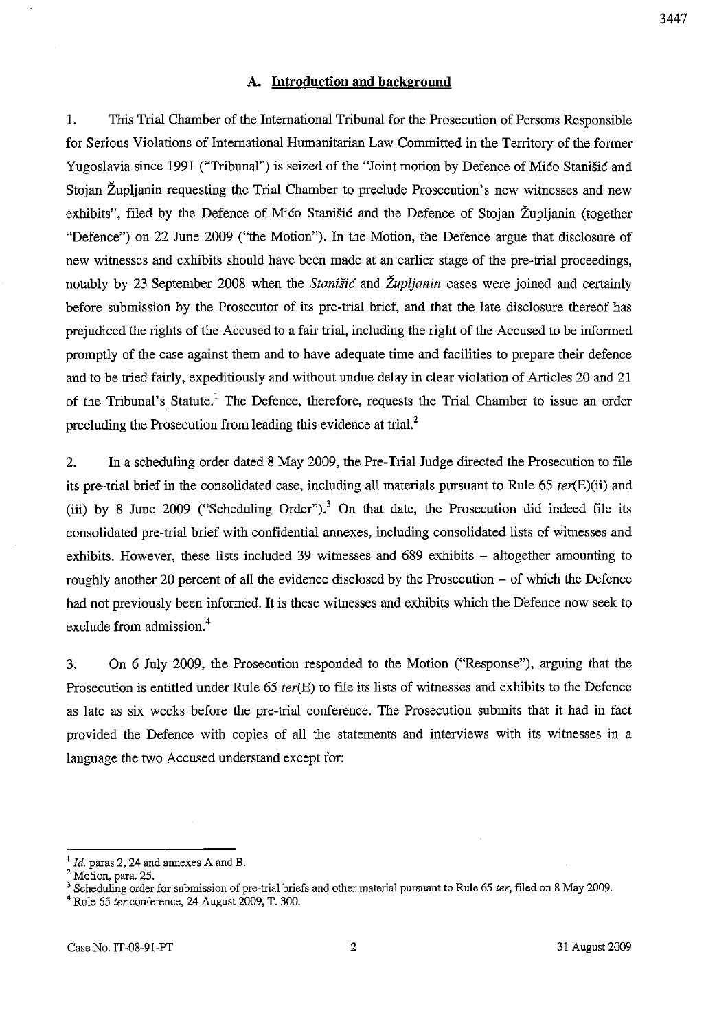### A. Introduction and background

1. This Trial Chamber of the International Tribunal for the Prosecution of Persons Responsible for Serious Violations of International Humanitarian Law Committed in the Territory of the former Yugoslavia since 1991 ("Tribunal") is seized of the "Joint motion by Defence of Mićo Stanišić and Stojan Župljanin requesting the Trial Chamber to preclude Prosecution's new witnesses and new exhibits", filed by the Defence of Mićo Stanišić and the Defence of Stojan Župljanin (together "Defence") on 22 June 2009 ("the Motion"). In the Motion, the Defence argue that disclosure of new witnesses and exhibits should have been made at an earlier stage of the pre-trial proceedings, notably by 23 September 2008 when the *Stanišić* and *Župljanin* cases were joined and certainly before submission by the Prosecutor of its pre-trial brief, and that the late disclosure thereof has prejudiced the rights of the Accused to a fair trial, including the right of the Accused to be informed promptly of the case against them and to have adequate time and facilities to prepare their defence and to be tried fairly, expeditiously and without undue delay in clear violation of Articles 20 and 21 of the Tribunal's Statute.[1] The Defence, therefore, requests the Trial Chamber to issue an order precluding the Prosecution from leading this evidence at trial.[2]

2. In a scheduling order dated 8 May 2009, the Pre-Trial Judge directed the Prosecution to file its pre-trial brief in the consolidated case, including all materials pursuant to Rule 65 *ter*(E)(ii) and (iii) by 8 June 2009 ("Scheduling Order").[3] On that date, the Prosecution did indeed file its consolidated pre-trial brief with confidential annexes, including consolidated lists of witnesses and exhibits. However, these lists included 39 witnesses and 689 exhibits – altogether amounting to roughly another 20 percent of all the evidence disclosed by the Prosecution – of which the Defence had not previously been informed. It is these witnesses and exhibits which the Defence now seek to exclude from admission.[4]

3. On 6 July 2009, the Prosecution responded to the Motion ("Response"), arguing that the Prosecution is entitled under Rule 65 *ter*(E) to file its lists of witnesses and exhibits to the Defence as late as six weeks before the pre-trial conference. The Prosecution submits that it had in fact provided the Defence with copies of all the statements and interviews with its witnesses in a language the two Accused understand except for:

---

[1] *Id.* paras 2, 24 and annexes A and B.

[2] Motion, para. 25.

[3] Scheduling order for submission of pre-trial briefs and other material pursuant to Rule 65 *ter*, filed on 8 May 2009.

[4] Rule 65 *ter* conference, 24 August 2009, T. 300.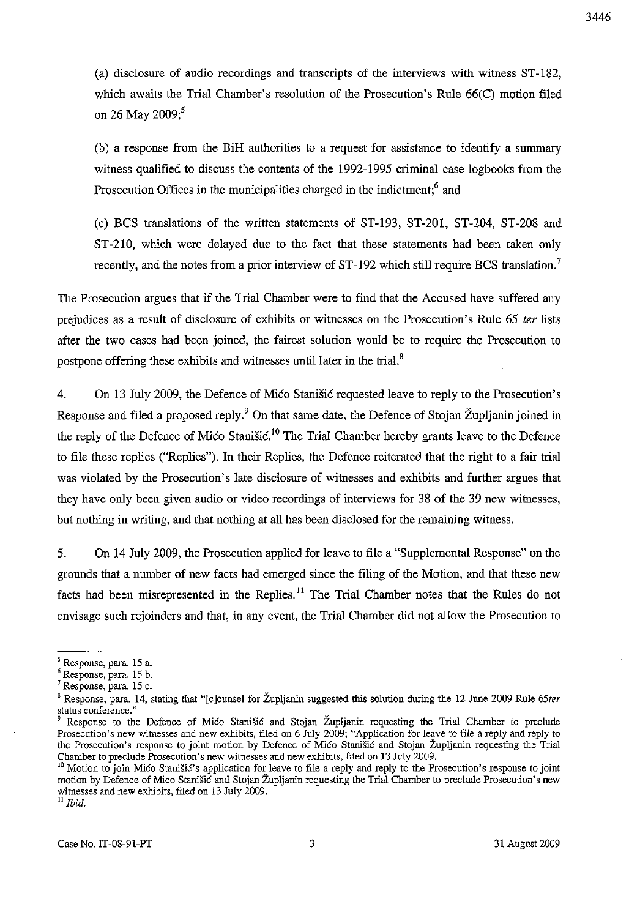(a) disclosure of audio recordings and transcripts of the interviews with witness ST-182, which awaits the Trial Chamber's resolution of the Prosecution's Rule 66(C) motion filed on 26 May 2009;[5]

(b) a response from the BiH authorities to a request for assistance to identify a summary witness qualified to discuss the contents of the 1992-1995 criminal case logbooks from the Prosecution Offices in the municipalities charged in the indictment;[6] and

(c) BCS translations of the written statements of ST-193, ST-201, ST-204, ST-208 and ST-210, which were delayed due to the fact that these statements had been taken only recently, and the notes from a prior interview of ST-192 which still require BCS translation.[7]

The Prosecution argues that if the Trial Chamber were to find that the Accused have suffered any prejudices as a result of disclosure of exhibits or witnesses on the Prosecution's Rule 65 *ter* lists after the two cases had been joined, the fairest solution would be to require the Prosecution to postpone offering these exhibits and witnesses until later in the trial.[8]

4. On 13 July 2009, the Defence of Mićo Stanišić requested leave to reply to the Prosecution's Response and filed a proposed reply.[9] On that same date, the Defence of Stojan Župljanin joined in the reply of the Defence of Mićo Stanišić.[10] The Trial Chamber hereby grants leave to the Defence to file these replies ("Replies"). In their Replies, the Defence reiterated that the right to a fair trial was violated by the Prosecution's late disclosure of witnesses and exhibits and further argues that they have only been given audio or video recordings of interviews for 38 of the 39 new witnesses, but nothing in writing, and that nothing at all has been disclosed for the remaining witness.

5. On 14 July 2009, the Prosecution applied for leave to file a "Supplemental Response" on the grounds that a number of new facts had emerged since the filing of the Motion, and that these new facts had been misrepresented in the Replies.[11] The Trial Chamber notes that the Rules do not envisage such rejoinders and that, in any event, the Trial Chamber did not allow the Prosecution to

---

[5] Response, para. 15 a.

[6] Response, para. 15 b.

[7] Response, para. 15 c.

[8] Response, para. 14, stating that "[c]ounsel for Župljanin suggested this solution during the 12 June 2009 Rule 65*ter* status conference."

[9] Response to the Defence of Mićo Stanišić and Stojan Župljanin requesting the Trial Chamber to preclude Prosecution's new witnesses and new exhibits, filed on 6 July 2009; "Application for leave to file a reply and reply to the Prosecution's response to joint motion by Defence of Mićo Stanišić and Stojan Župljanin requesting the Trial Chamber to preclude Prosecution's new witnesses and new exhibits, filed on 13 July 2009.

[10] Motion to join Mićo Stanišić's application for leave to file a reply and reply to the Prosecution's response to joint motion by Defence of Mićo Stanišić and Stojan Župljanin requesting the Trial Chamber to preclude Prosecution's new witnesses and new exhibits, filed on 13 July 2009.

[11] *Ibid.*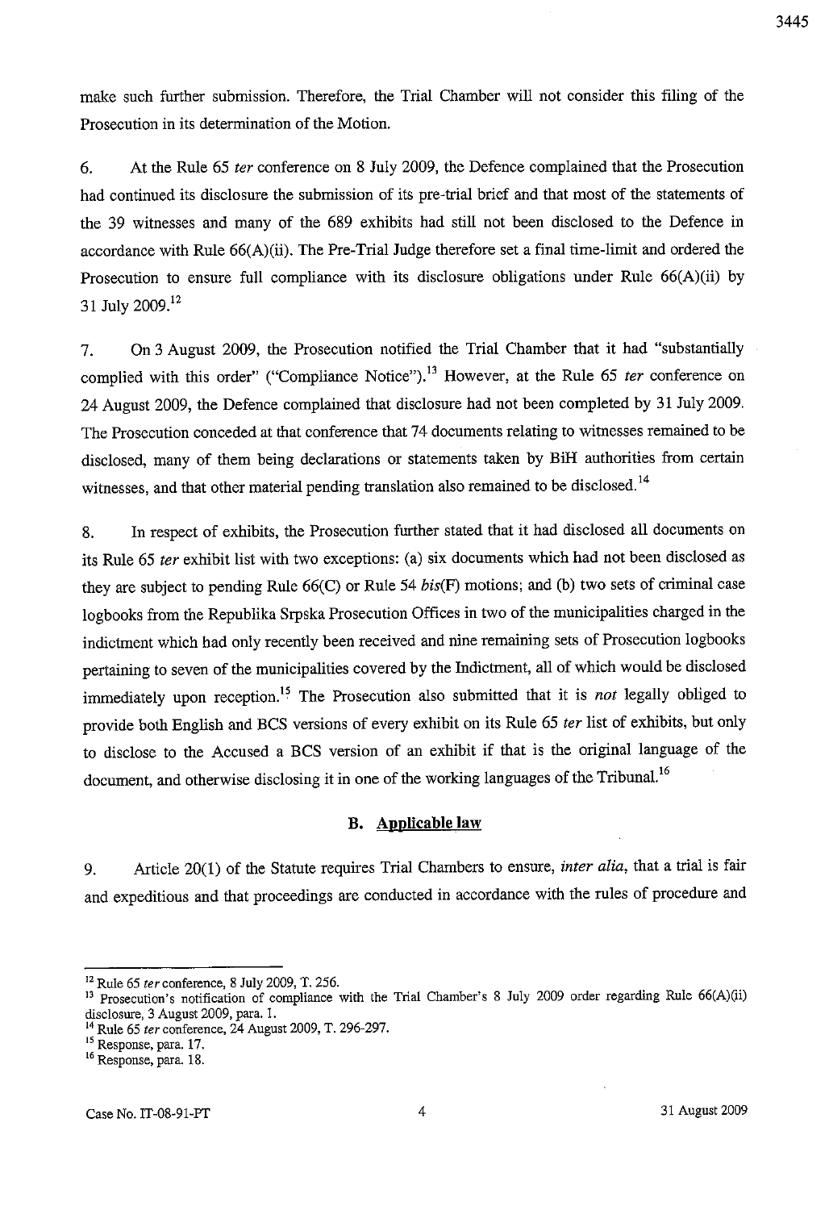make such further submission. Therefore, the Trial Chamber will not consider this filing of the Prosecution in its determination of the Motion.

6. At the Rule 65 *ter* conference on 8 July 2009, the Defence complained that the Prosecution had continued its disclosure the submission of its pre-trial brief and that most of the statements of the 39 witnesses and many of the 689 exhibits had still not been disclosed to the Defence in accordance with Rule 66(A)(ii). The Pre-Trial Judge therefore set a final time-limit and ordered the Prosecution to ensure full compliance with its disclosure obligations under Rule 66(A)(ii) by 31 July 2009.[12]

7. On 3 August 2009, the Prosecution notified the Trial Chamber that it had "substantially complied with this order" ("Compliance Notice").[13] However, at the Rule 65 *ter* conference on 24 August 2009, the Defence complained that disclosure had not been completed by 31 July 2009. The Prosecution conceded at that conference that 74 documents relating to witnesses remained to be disclosed, many of them being declarations or statements taken by BiH authorities from certain witnesses, and that other material pending translation also remained to be disclosed.[14]

8. In respect of exhibits, the Prosecution further stated that it had disclosed all documents on its Rule 65 *ter* exhibit list with two exceptions: (a) six documents which had not been disclosed as they are subject to pending Rule 66(C) or Rule 54 *bis*(F) motions; and (b) two sets of criminal case logbooks from the Republika Srpska Prosecution Offices in two of the municipalities charged in the indictment which had only recently been received and nine remaining sets of Prosecution logbooks pertaining to seven of the municipalities covered by the Indictment, all of which would be disclosed immediately upon reception.[15] The Prosecution also submitted that it is *not* legally obliged to provide both English and BCS versions of every exhibit on its Rule 65 *ter* list of exhibits, but only to disclose to the Accused a BCS version of an exhibit if that is the original language of the document, and otherwise disclosing it in one of the working languages of the Tribunal.[16]

## B. Applicable law

9. Article 20(1) of the Statute requires Trial Chambers to ensure, *inter alia*, that a trial is fair and expeditious and that proceedings are conducted in accordance with the rules of procedure and

---

[12] Rule 65 *ter* conference, 8 July 2009, T. 256.

[13] Prosecution's notification of compliance with the Trial Chamber's 8 July 2009 order regarding Rule 66(A)(ii) disclosure, 3 August 2009, para. 1.

[14] Rule 65 *ter* conference, 24 August 2009, T. 296-297.

[15] Response, para. 17.

[16] Response, para. 18.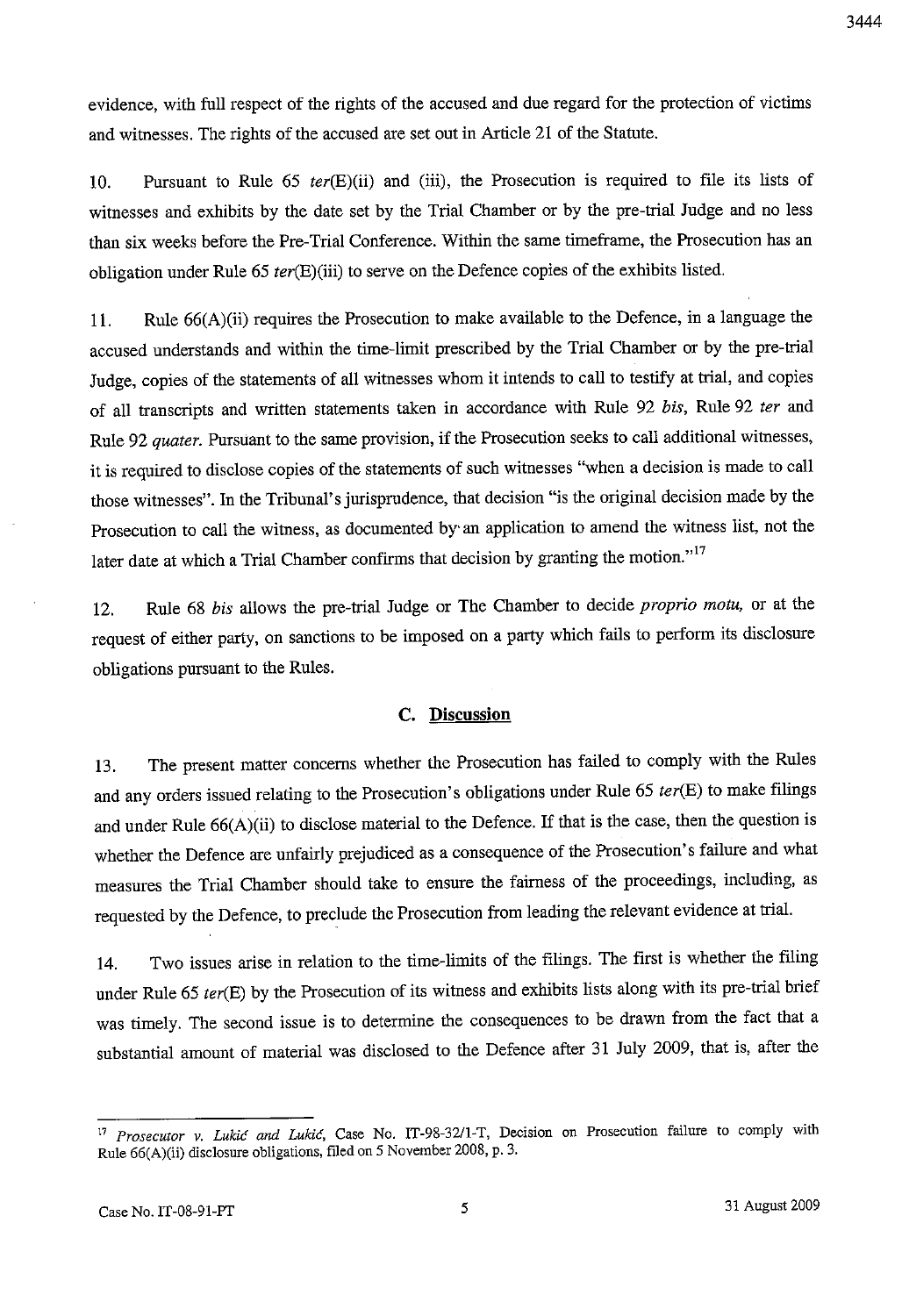evidence, with full respect of the rights of the accused and due regard for the protection of victims and witnesses. The rights of the accused are set out in Article 21 of the Statute.

10. Pursuant to Rule 65 *ter*(E)(ii) and (iii), the Prosecution is required to file its lists of witnesses and exhibits by the date set by the Trial Chamber or by the pre-trial Judge and no less than six weeks before the Pre-Trial Conference. Within the same timeframe, the Prosecution has an obligation under Rule 65 *ter*(E)(iii) to serve on the Defence copies of the exhibits listed.

11. Rule 66(A)(ii) requires the Prosecution to make available to the Defence, in a language the accused understands and within the time-limit prescribed by the Trial Chamber or by the pre-trial Judge, copies of the statements of all witnesses whom it intends to call to testify at trial, and copies of all transcripts and written statements taken in accordance with Rule 92 *bis*, Rule 92 *ter* and Rule 92 *quater*. Pursuant to the same provision, if the Prosecution seeks to call additional witnesses, it is required to disclose copies of the statements of such witnesses "when a decision is made to call those witnesses". In the Tribunal's jurisprudence, that decision "is the original decision made by the Prosecution to call the witness, as documented by an application to amend the witness list, not the later date at which a Trial Chamber confirms that decision by granting the motion."[17]

12. Rule 68 *bis* allows the pre-trial Judge or The Chamber to decide *proprio motu*, or at the request of either party, on sanctions to be imposed on a party which fails to perform its disclosure obligations pursuant to the Rules.

## C. Discussion

13. The present matter concerns whether the Prosecution has failed to comply with the Rules and any orders issued relating to the Prosecution's obligations under Rule 65 *ter*(E) to make filings and under Rule 66(A)(ii) to disclose material to the Defence. If that is the case, then the question is whether the Defence are unfairly prejudiced as a consequence of the Prosecution's failure and what measures the Trial Chamber should take to ensure the fairness of the proceedings, including, as requested by the Defence, to preclude the Prosecution from leading the relevant evidence at trial.

14. Two issues arise in relation to the time-limits of the filings. The first is whether the filing under Rule 65 *ter*(E) by the Prosecution of its witness and exhibits lists along with its pre-trial brief was timely. The second issue is to determine the consequences to be drawn from the fact that a substantial amount of material was disclosed to the Defence after 31 July 2009, that is, after the

---

[17] *Prosecutor v. Lukić and Lukić*, Case No. IT-98-32/1-T, Decision on Prosecution failure to comply with Rule 66(A)(ii) disclosure obligations, filed on 5 November 2008, p. 3.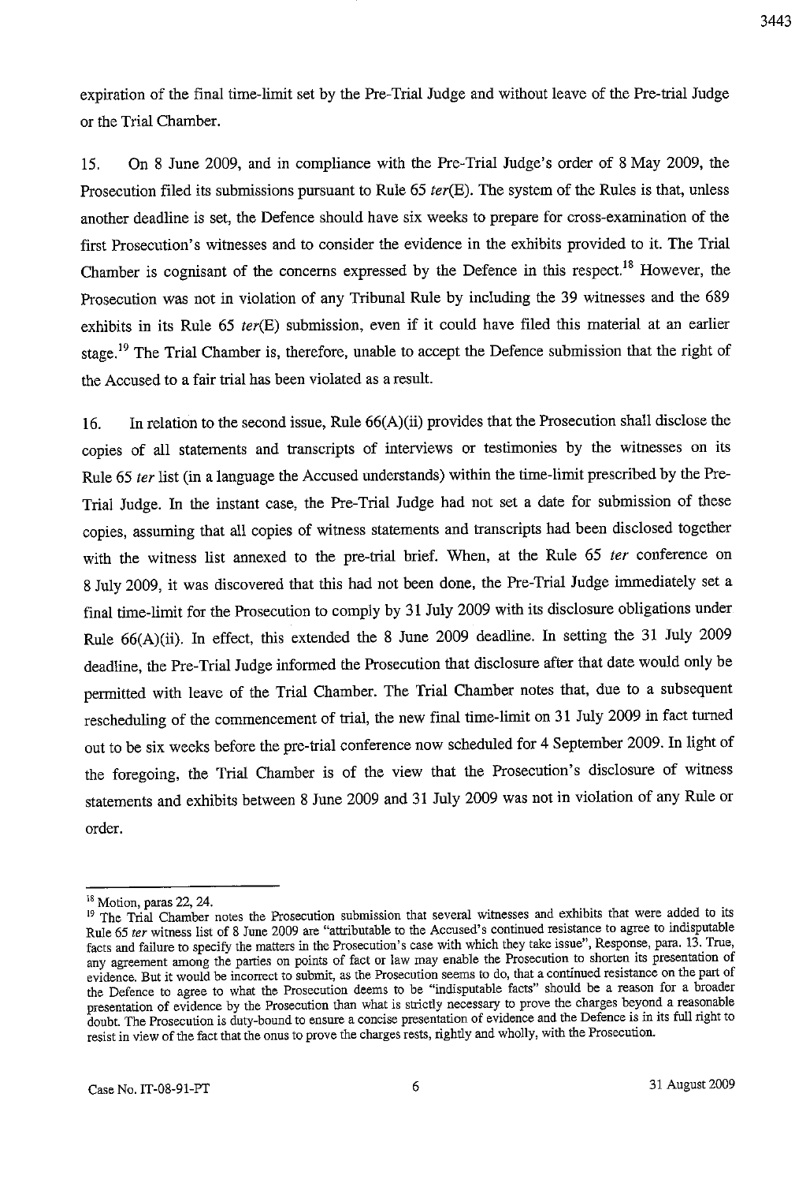expiration of the final time-limit set by the Pre-Trial Judge and without leave of the Pre-trial Judge or the Trial Chamber.

15. On 8 June 2009, and in compliance with the Pre-Trial Judge's order of 8 May 2009, the Prosecution filed its submissions pursuant to Rule 65 *ter*(E). The system of the Rules is that, unless another deadline is set, the Defence should have six weeks to prepare for cross-examination of the first Prosecution's witnesses and to consider the evidence in the exhibits provided to it. The Trial Chamber is cognisant of the concerns expressed by the Defence in this respect.[18] However, the Prosecution was not in violation of any Tribunal Rule by including the 39 witnesses and the 689 exhibits in its Rule 65 *ter*(E) submission, even if it could have filed this material at an earlier stage.[19] The Trial Chamber is, therefore, unable to accept the Defence submission that the right of the Accused to a fair trial has been violated as a result.

16. In relation to the second issue, Rule 66(A)(ii) provides that the Prosecution shall disclose the copies of all statements and transcripts of interviews or testimonies by the witnesses on its Rule 65 *ter* list (in a language the Accused understands) within the time-limit prescribed by the Pre-Trial Judge. In the instant case, the Pre-Trial Judge had not set a date for submission of these copies, assuming that all copies of witness statements and transcripts had been disclosed together with the witness list annexed to the pre-trial brief. When, at the Rule 65 *ter* conference on 8 July 2009, it was discovered that this had not been done, the Pre-Trial Judge immediately set a final time-limit for the Prosecution to comply by 31 July 2009 with its disclosure obligations under Rule 66(A)(ii). In effect, this extended the 8 June 2009 deadline. In setting the 31 July 2009 deadline, the Pre-Trial Judge informed the Prosecution that disclosure after that date would only be permitted with leave of the Trial Chamber. The Trial Chamber notes that, due to a subsequent rescheduling of the commencement of trial, the new final time-limit on 31 July 2009 in fact turned out to be six weeks before the pre-trial conference now scheduled for 4 September 2009. In light of the foregoing, the Trial Chamber is of the view that the Prosecution's disclosure of witness statements and exhibits between 8 June 2009 and 31 July 2009 was not in violation of any Rule or order.

---

[18] Motion, paras 22, 24.

[19] The Trial Chamber notes the Prosecution submission that several witnesses and exhibits that were added to its Rule 65 *ter* witness list of 8 June 2009 are "attributable to the Accused's continued resistance to agree to indisputable facts and failure to specify the matters in the Prosecution's case with which they take issue", Response, para. 13. True, any agreement among the parties on points of fact or law may enable the Prosecution to shorten its presentation of evidence. But it would be incorrect to submit, as the Prosecution seems to do, that a continued resistance on the part of the Defence to agree to what the Prosecution deems to be "indisputable facts" should be a reason for a broader presentation of evidence by the Prosecution than what is strictly necessary to prove the charges beyond a reasonable doubt. The Prosecution is duty-bound to ensure a concise presentation of evidence and the Defence is in its full right to resist in view of the fact that the onus to prove the charges rests, rightly and wholly, with the Prosecution.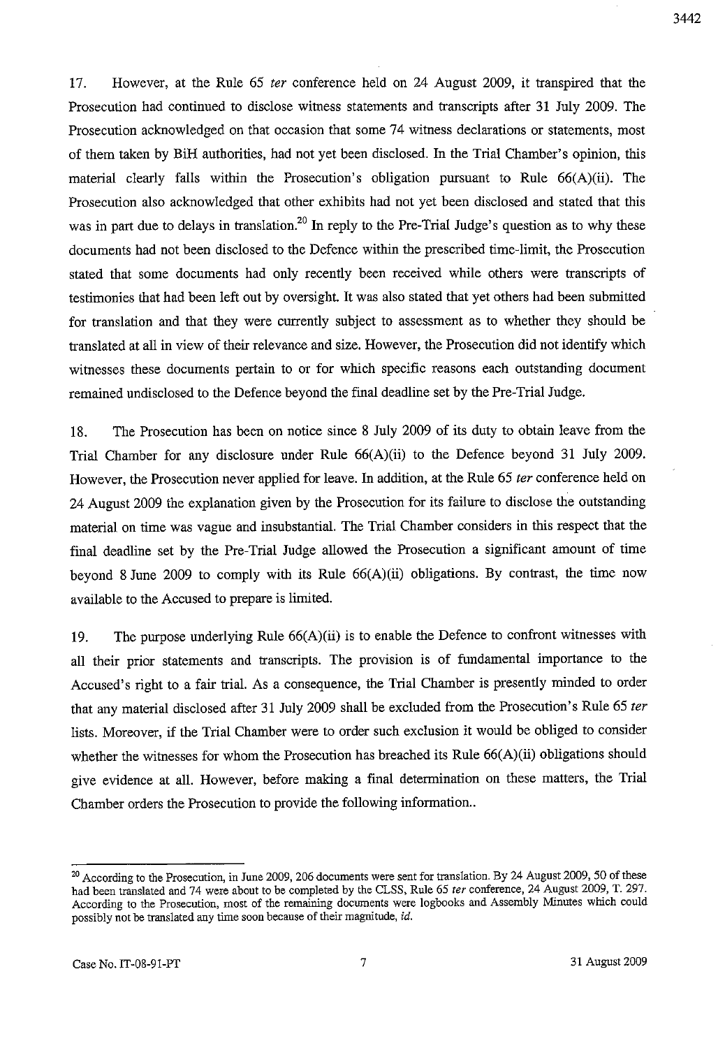17. However, at the Rule 65 *ter* conference held on 24 August 2009, it transpired that the Prosecution had continued to disclose witness statements and transcripts after 31 July 2009. The Prosecution acknowledged on that occasion that some 74 witness declarations or statements, most of them taken by BiH authorities, had not yet been disclosed. In the Trial Chamber's opinion, this material clearly falls within the Prosecution's obligation pursuant to Rule 66(A)(ii). The Prosecution also acknowledged that other exhibits had not yet been disclosed and stated that this was in part due to delays in translation.[20] In reply to the Pre-Trial Judge's question as to why these documents had not been disclosed to the Defence within the prescribed time-limit, the Prosecution stated that some documents had only recently been received while others were transcripts of testimonies that had been left out by oversight. It was also stated that yet others had been submitted for translation and that they were currently subject to assessment as to whether they should be translated at all in view of their relevance and size. However, the Prosecution did not identify which witnesses these documents pertain to or for which specific reasons each outstanding document remained undisclosed to the Defence beyond the final deadline set by the Pre-Trial Judge.

18. The Prosecution has been on notice since 8 July 2009 of its duty to obtain leave from the Trial Chamber for any disclosure under Rule 66(A)(ii) to the Defence beyond 31 July 2009. However, the Prosecution never applied for leave. In addition, at the Rule 65 *ter* conference held on 24 August 2009 the explanation given by the Prosecution for its failure to disclose the outstanding material on time was vague and insubstantial. The Trial Chamber considers in this respect that the final deadline set by the Pre-Trial Judge allowed the Prosecution a significant amount of time beyond 8 June 2009 to comply with its Rule 66(A)(ii) obligations. By contrast, the time now available to the Accused to prepare is limited.

19. The purpose underlying Rule 66(A)(ii) is to enable the Defence to confront witnesses with all their prior statements and transcripts. The provision is of fundamental importance to the Accused's right to a fair trial. As a consequence, the Trial Chamber is presently minded to order that any material disclosed after 31 July 2009 shall be excluded from the Prosecution's Rule 65 *ter* lists. Moreover, if the Trial Chamber were to order such exclusion it would be obliged to consider whether the witnesses for whom the Prosecution has breached its Rule 66(A)(ii) obligations should give evidence at all. However, before making a final determination on these matters, the Trial Chamber orders the Prosecution to provide the following information..

---

[20] According to the Prosecution, in June 2009, 206 documents were sent for translation. By 24 August 2009, 50 of these had been translated and 74 were about to be completed by the CLSS, Rule 65 *ter* conference, 24 August 2009, T. 297. According to the Prosecution, most of the remaining documents were logbooks and Assembly Minutes which could possibly not be translated any time soon because of their magnitude, *id.*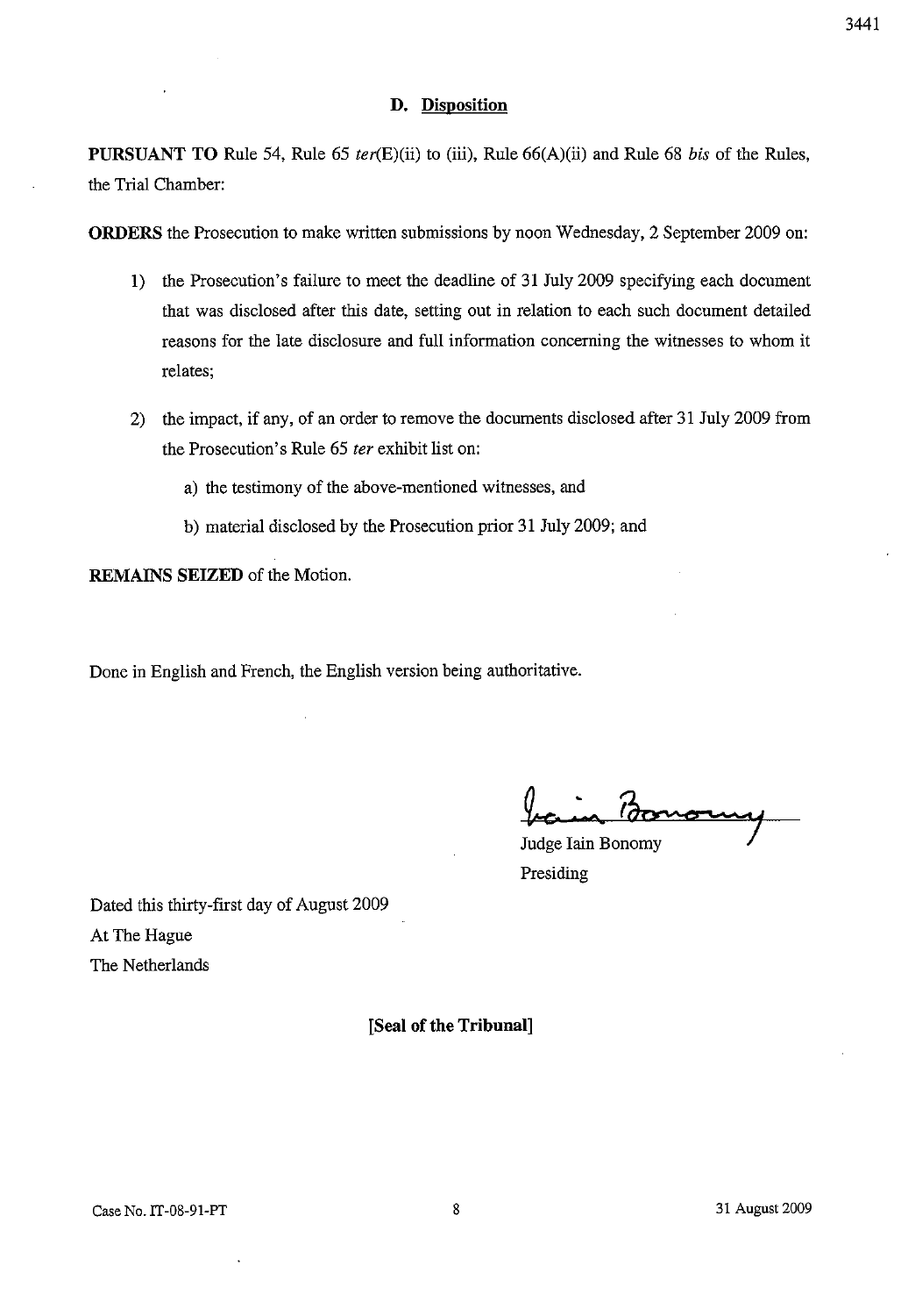### D. Disposition

**PURSUANT TO** Rule 54, Rule 65 *ter*(E)(ii) to (iii), Rule 66(A)(ii) and Rule 68 *bis* of the Rules, the Trial Chamber:

**ORDERS** the Prosecution to make written submissions by noon Wednesday, 2 September 2009 on:

1) the Prosecution's failure to meet the deadline of 31 July 2009 specifying each document that was disclosed after this date, setting out in relation to each such document detailed reasons for the late disclosure and full information concerning the witnesses to whom it relates;

2) the impact, if any, of an order to remove the documents disclosed after 31 July 2009 from the Prosecution's Rule 65 *ter* exhibit list on:

   a) the testimony of the above-mentioned witnesses, and

   b) material disclosed by the Prosecution prior 31 July 2009; and

**REMAINS SEIZED** of the Motion.

Done in English and French, the English version being authoritative.

Judge Iain Bonomy
Presiding

Dated this thirty-first day of August 2009
At The Hague
The Netherlands

**[Seal of the Tribunal]**